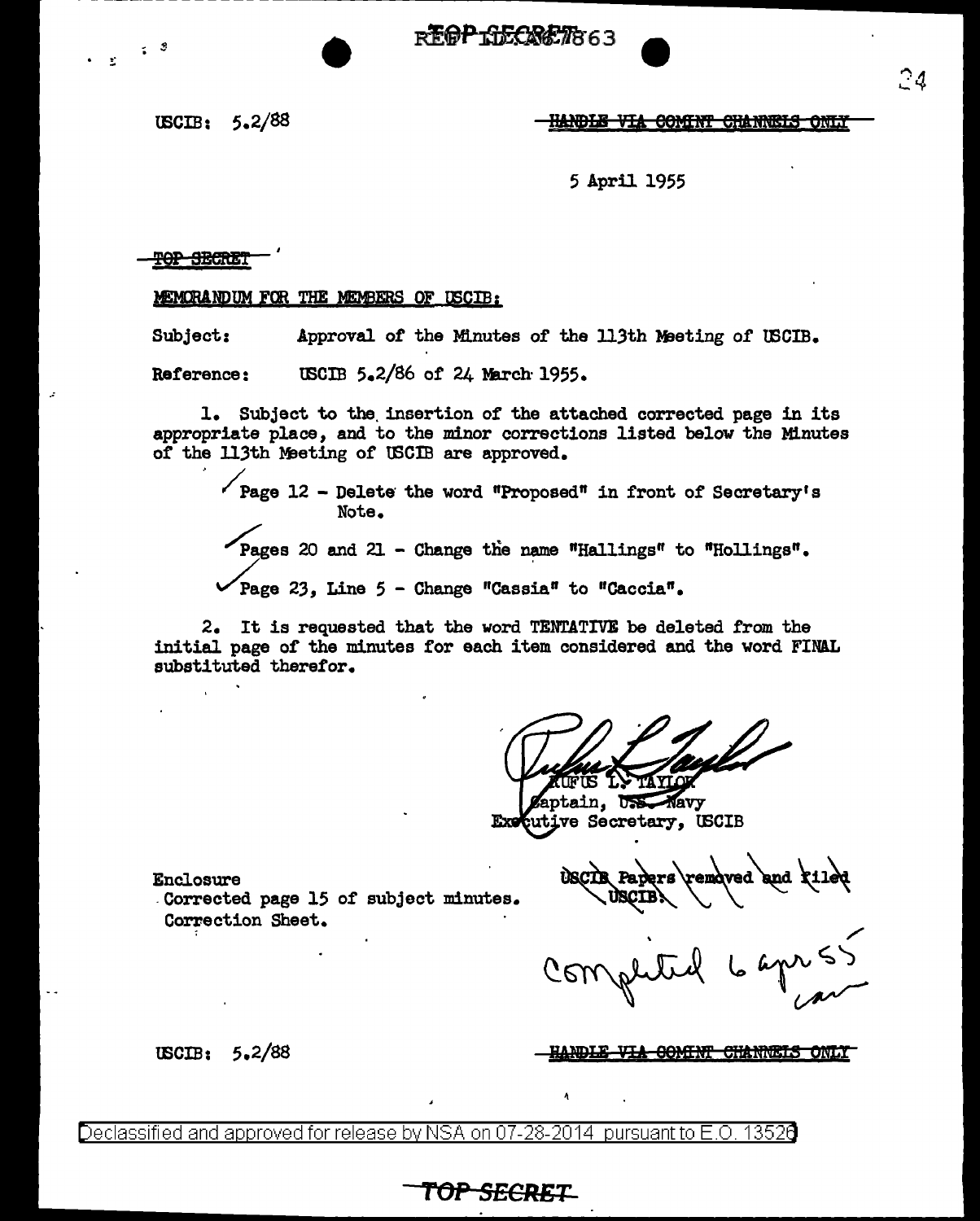USCIB: 5.2/88

~~HANDLE VIA COMINT CHANNELS ONLY~~

5 April 1955

~~TOP SECRET~~

MEMORANDUM FOR THE MEMBERS OF USCIB:

Subject: Approval of the Minutes of the 113th Meeting of USCIB.

Reference: USCIB 5.2/86 of 24 March 1955.

1. Subject to the insertion of the attached corrected page in its appropriate place, and to the minor corrections listed below the Minutes of the 113th Meeting of USCIB are approved.

Page 12 - Delete the word "Proposed" in front of Secretary's Note.

Pages 20 and 21 - Change the name "Hallings" to "Hollings".

Page 23, Line 5 - Change "Cassia" to "Caccia".

2. It is requested that the word TENTATIVE be deleted from the initial page of the minutes for each item considered and the word FINAL substituted therefor.

RUFUS L. TAYLOR
Captain, U.S. Navy
Executive Secretary, USCIB

Enclosure
Corrected page 15 of subject minutes.
Correction Sheet.

USCIB Papers removed and filed USCIB.

Completed 6 apr 55

USCIB: 5.2/88

~~HANDLE VIA COMINT CHANNELS ONLY~~

Declassified and approved for release by NSA on 07-28-2014 pursuant to E.O. 13526

~~TOP SECRET~~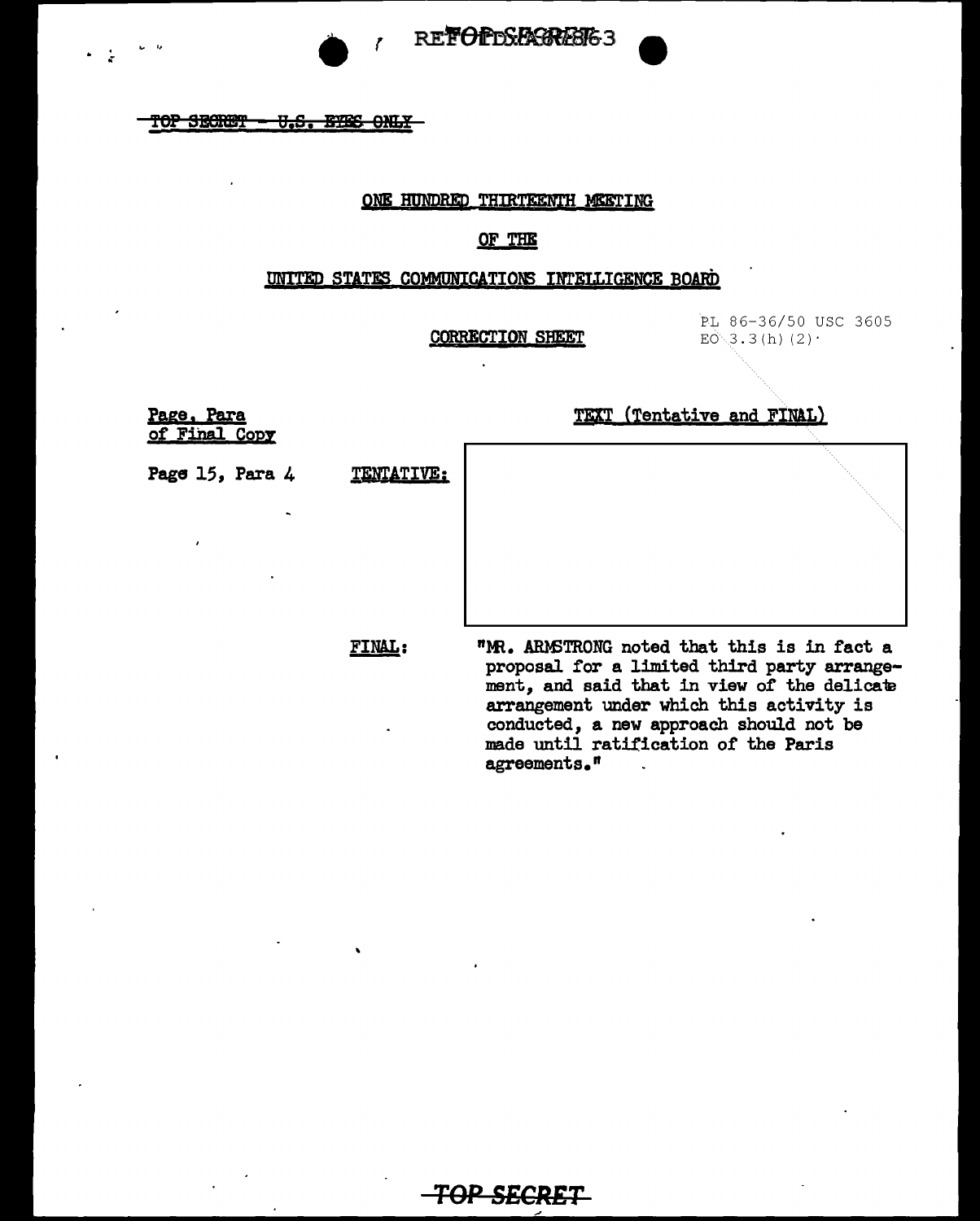~~TOP SECRET - U.S. EYES ONLY~~

ONE HUNDRED THIRTEENTH MEETING

OF THE

UNITED STATES COMMUNICATIONS INTELLIGENCE BOARD

CORRECTION SHEET

PL 86-36/50 USC 3605
EO 3.3(h)(2)

| Page, Para of Final Copy | | TEXT (Tentative and FINAL) |
|---|---|---|
| Page 15, Para 4 | TENTATIVE: | |
| | FINAL: | "MR. ARMSTRONG noted that this is in fact a proposal for a limited third party arrangement, and said that in view of the delicate arrangement under which this activity is conducted, a new approach should not be made until ratification of the Paris agreements." |

TOP SECRET